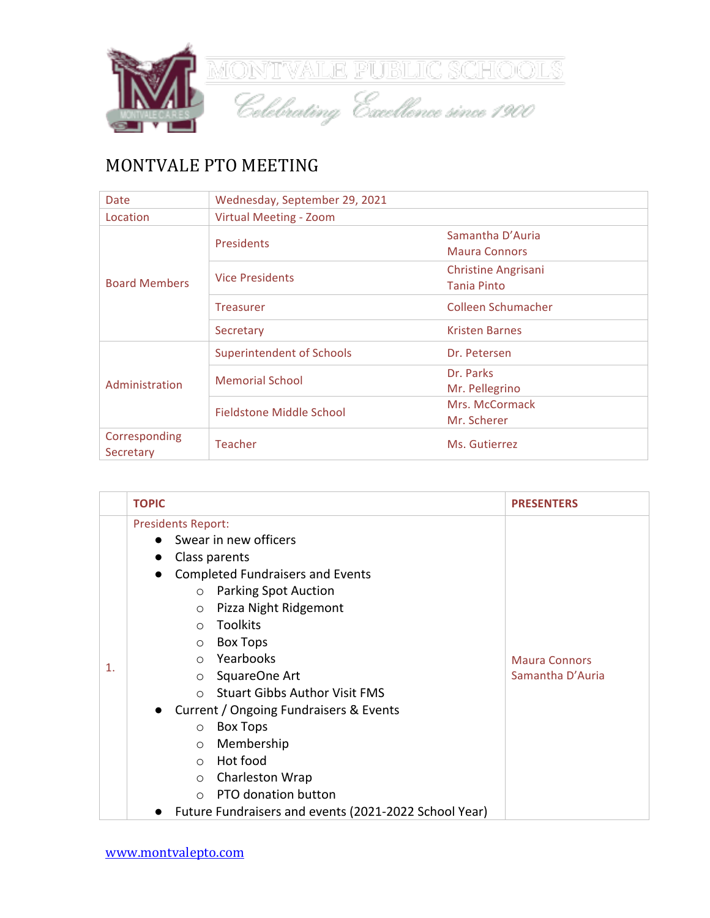MONTVALE PUBLIC SCHOOLS

*Celebrating Excellence since 1900*

# MONTVALE PTO MEETING

| | | |
|---|---|---|
| Date | Wednesday, September 29, 2021 | |
| Location | Virtual Meeting - Zoom | |
| Board Members | Presidents | Samantha D'Auria<br>Maura Connors |
| | Vice Presidents | Christine Angrisani<br>Tania Pinto |
| | Treasurer | Colleen Schumacher |
| | Secretary | Kristen Barnes |
| Administration | Superintendent of Schools | Dr. Petersen |
| | Memorial School | Dr. Parks<br>Mr. Pellegrino |
| | Fieldstone Middle School | Mrs. McCormack<br>Mr. Scherer |
| Corresponding Secretary | Teacher | Ms. Gutierrez |

| | TOPIC | PRESENTERS |
|---|---|---|
| 1. | Presidents Report:<br>● Swear in new officers<br>● Class parents<br>● Completed Fundraisers and Events<br>○ Parking Spot Auction<br>○ Pizza Night Ridgemont<br>○ Toolkits<br>○ Box Tops<br>○ Yearbooks<br>○ SquareOne Art<br>○ Stuart Gibbs Author Visit FMS<br>● Current / Ongoing Fundraisers & Events<br>○ Box Tops<br>○ Membership<br>○ Hot food<br>○ Charleston Wrap<br>○ PTO donation button<br>● Future Fundraisers and events (2021-2022 School Year) | Maura Connors<br>Samantha D'Auria |

www.montvalepto.com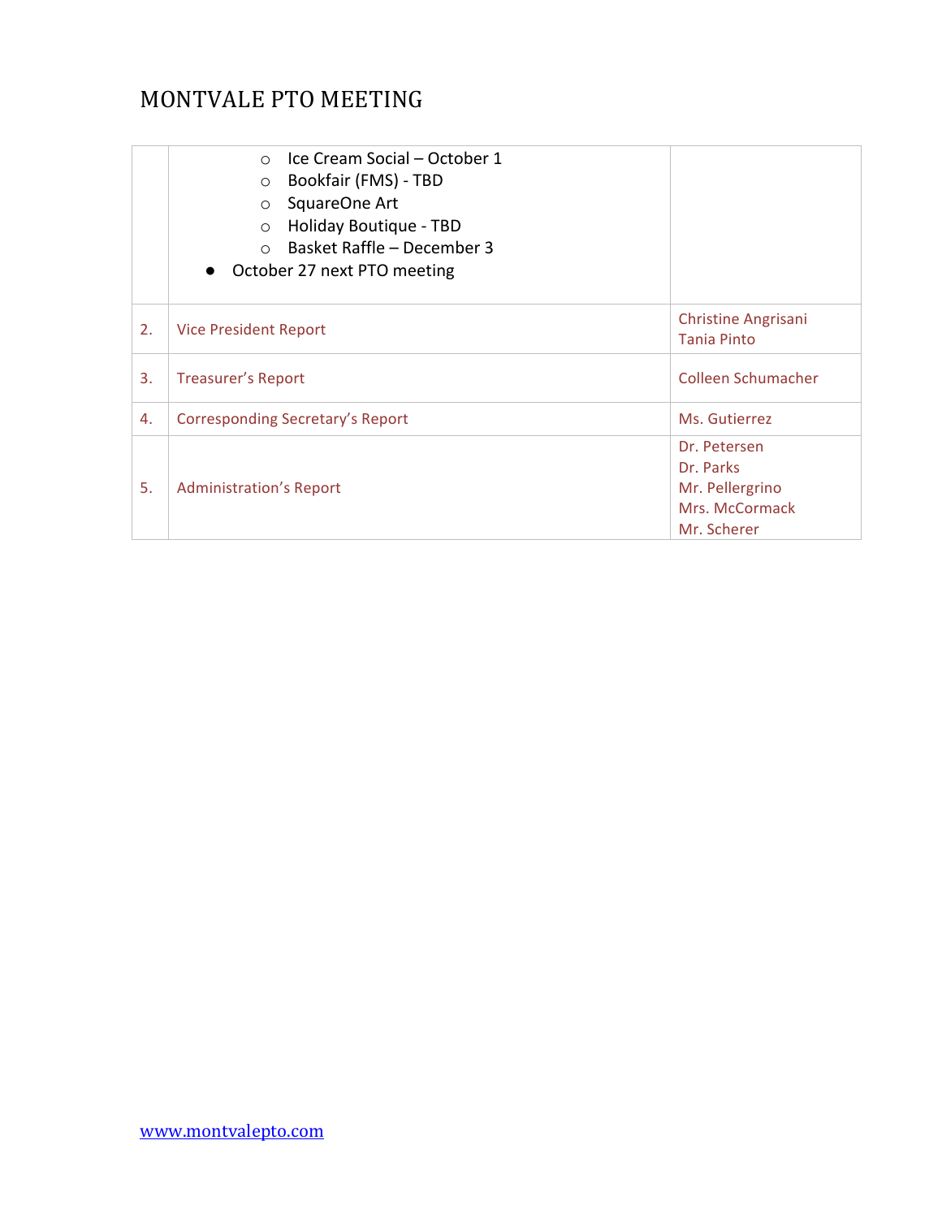# MONTVALE PTO MEETING

| | | |
|---|---|---|
| | ○ Ice Cream Social – October 1<br>○ Bookfair (FMS) - TBD<br>○ SquareOne Art<br>○ Holiday Boutique - TBD<br>○ Basket Raffle – December 3<br>● October 27 next PTO meeting | |
| 2. | Vice President Report | Christine Angrisani<br>Tania Pinto |
| 3. | Treasurer's Report | Colleen Schumacher |
| 4. | Corresponding Secretary's Report | Ms. Gutierrez |
| 5. | Administration's Report | Dr. Petersen<br>Dr. Parks<br>Mr. Pellergrino<br>Mrs. McCormack<br>Mr. Scherer |

www.montvalepto.com